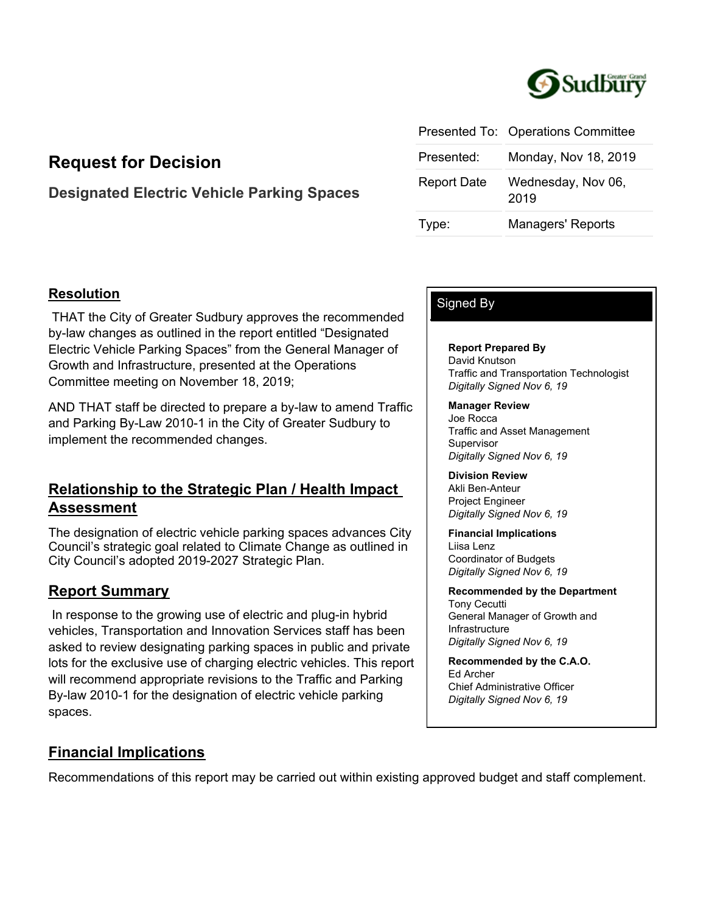| Presented To: | Operations Committee |
| --- | --- |
| Presented: | Monday, Nov 18, 2019 |
| Report Date | Wednesday, Nov 06, 2019 |
| Type: | Managers' Reports |

# Request for Decision

## Designated Electric Vehicle Parking Spaces

## Resolution

THAT the City of Greater Sudbury approves the recommended by-law changes as outlined in the report entitled “Designated Electric Vehicle Parking Spaces” from the General Manager of Growth and Infrastructure, presented at the Operations Committee meeting on November 18, 2019;

AND THAT staff be directed to prepare a by-law to amend Traffic and Parking By-Law 2010-1 in the City of Greater Sudbury to implement the recommended changes.

## Relationship to the Strategic Plan / Health Impact Assessment

The designation of electric vehicle parking spaces advances City Council’s strategic goal related to Climate Change as outlined in City Council’s adopted 2019-2027 Strategic Plan.

## Report Summary

In response to the growing use of electric and plug-in hybrid vehicles, Transportation and Innovation Services staff has been asked to review designating parking spaces in public and private lots for the exclusive use of charging electric vehicles. This report will recommend appropriate revisions to the Traffic and Parking By-law 2010-1 for the designation of electric vehicle parking spaces.

### Signed By

**Report Prepared By**
David Knutson
Traffic and Transportation Technologist
*Digitally Signed Nov 6, 19*

**Manager Review**
Joe Rocca
Traffic and Asset Management Supervisor
*Digitally Signed Nov 6, 19*

**Division Review**
Akli Ben-Anteur
Project Engineer
*Digitally Signed Nov 6, 19*

**Financial Implications**
Liisa Lenz
Coordinator of Budgets
*Digitally Signed Nov 6, 19*

**Recommended by the Department**
Tony Cecutti
General Manager of Growth and Infrastructure
*Digitally Signed Nov 6, 19*

**Recommended by the C.A.O.**
Ed Archer
Chief Administrative Officer
*Digitally Signed Nov 6, 19*

## Financial Implications

Recommendations of this report may be carried out within existing approved budget and staff complement.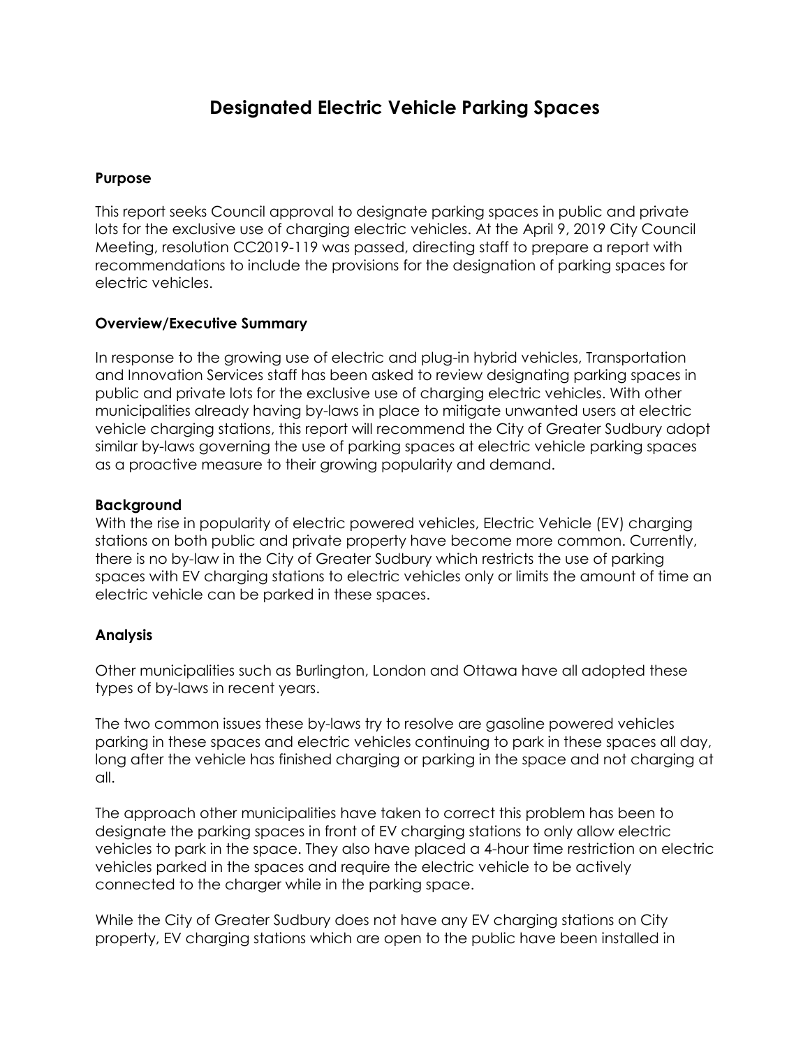# Designated Electric Vehicle Parking Spaces

**Purpose**

This report seeks Council approval to designate parking spaces in public and private lots for the exclusive use of charging electric vehicles. At the April 9, 2019 City Council Meeting, resolution CC2019-119 was passed, directing staff to prepare a report with recommendations to include the provisions for the designation of parking spaces for electric vehicles.

**Overview/Executive Summary**

In response to the growing use of electric and plug-in hybrid vehicles, Transportation and Innovation Services staff has been asked to review designating parking spaces in public and private lots for the exclusive use of charging electric vehicles. With other municipalities already having by-laws in place to mitigate unwanted users at electric vehicle charging stations, this report will recommend the City of Greater Sudbury adopt similar by-laws governing the use of parking spaces at electric vehicle parking spaces as a proactive measure to their growing popularity and demand.

**Background**

With the rise in popularity of electric powered vehicles, Electric Vehicle (EV) charging stations on both public and private property have become more common. Currently, there is no by-law in the City of Greater Sudbury which restricts the use of parking spaces with EV charging stations to electric vehicles only or limits the amount of time an electric vehicle can be parked in these spaces.

**Analysis**

Other municipalities such as Burlington, London and Ottawa have all adopted these types of by-laws in recent years.

The two common issues these by-laws try to resolve are gasoline powered vehicles parking in these spaces and electric vehicles continuing to park in these spaces all day, long after the vehicle has finished charging or parking in the space and not charging at all.

The approach other municipalities have taken to correct this problem has been to designate the parking spaces in front of EV charging stations to only allow electric vehicles to park in the space. They also have placed a 4-hour time restriction on electric vehicles parked in the spaces and require the electric vehicle to be actively connected to the charger while in the parking space.

While the City of Greater Sudbury does not have any EV charging stations on City property, EV charging stations which are open to the public have been installed in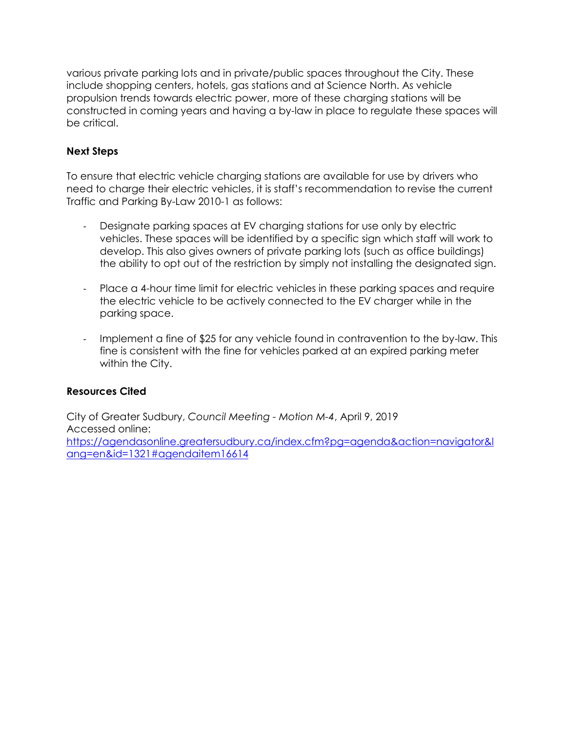various private parking lots and in private/public spaces throughout the City. These include shopping centers, hotels, gas stations and at Science North. As vehicle propulsion trends towards electric power, more of these charging stations will be constructed in coming years and having a by-law in place to regulate these spaces will be critical.

**Next Steps**

To ensure that electric vehicle charging stations are available for use by drivers who need to charge their electric vehicles, it is staff's recommendation to revise the current Traffic and Parking By-Law 2010-1 as follows:

- Designate parking spaces at EV charging stations for use only by electric vehicles. These spaces will be identified by a specific sign which staff will work to develop. This also gives owners of private parking lots (such as office buildings) the ability to opt out of the restriction by simply not installing the designated sign.

- Place a 4-hour time limit for electric vehicles in these parking spaces and require the electric vehicle to be actively connected to the EV charger while in the parking space.

- Implement a fine of $25 for any vehicle found in contravention to the by-law. This fine is consistent with the fine for vehicles parked at an expired parking meter within the City.

**Resources Cited**

City of Greater Sudbury, *Council Meeting - Motion M-4*, April 9, 2019
Accessed online:
[https://agendasonline.greatersudbury.ca/index.cfm?pg=agenda&action=navigator&lang=en&id=1321#agendaitem16614](https://agendasonline.greatersudbury.ca/index.cfm?pg=agenda&action=navigator&lang=en&id=1321#agendaitem16614)